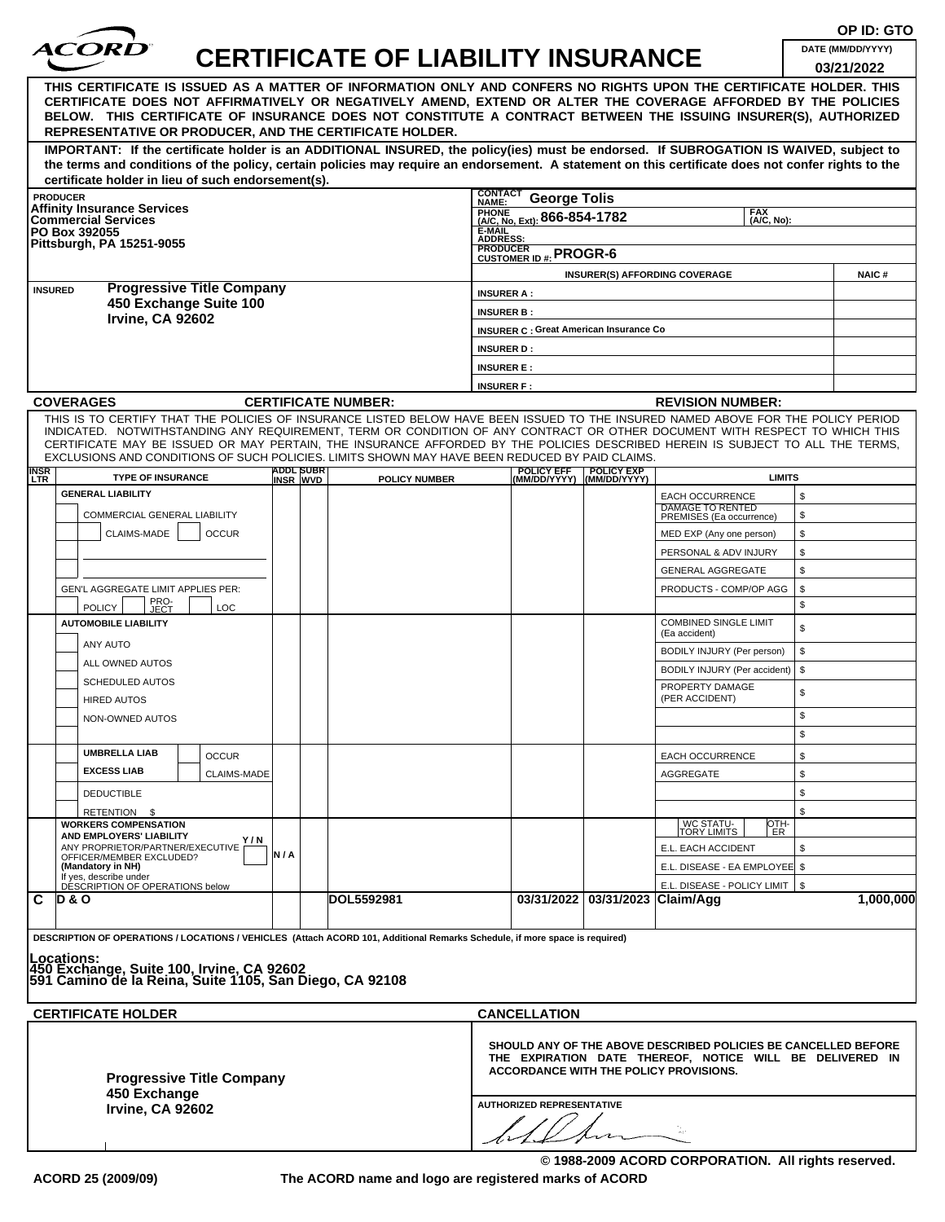OP ID: GTO

ACORD

# CERTIFICATE OF LIABILITY INSURANCE

DATE (MM/DD/YYYY)
03/21/2022

**THIS CERTIFICATE IS ISSUED AS A MATTER OF INFORMATION ONLY AND CONFERS NO RIGHTS UPON THE CERTIFICATE HOLDER. THIS CERTIFICATE DOES NOT AFFIRMATIVELY OR NEGATIVELY AMEND, EXTEND OR ALTER THE COVERAGE AFFORDED BY THE POLICIES BELOW. THIS CERTIFICATE OF INSURANCE DOES NOT CONSTITUTE A CONTRACT BETWEEN THE ISSUING INSURER(S), AUTHORIZED REPRESENTATIVE OR PRODUCER, AND THE CERTIFICATE HOLDER.**

**IMPORTANT: If the certificate holder is an ADDITIONAL INSURED, the policy(ies) must be endorsed. If SUBROGATION IS WAIVED, subject to the terms and conditions of the policy, certain policies may require an endorsement. A statement on this certificate does not confer rights to the certificate holder in lieu of such endorsement(s).**

| PRODUCER | |
|---|---|
| Affinity Insurance Services<br>Commercial Services<br>PO Box 392055<br>Pittsburgh, PA 15251-9055 | CONTACT NAME: George Tolis<br>PHONE (A/C, No, Ext): 866-854-1782 FAX (A/C, No):<br>E-MAIL ADDRESS:<br>PRODUCER CUSTOMER ID #: PROGR-6 |

| INSURED | INSURER(S) AFFORDING COVERAGE | NAIC # |
|---|---|---|
| Progressive Title Company<br>450 Exchange Suite 100<br>Irvine, CA 92602 | INSURER A : | |
| | INSURER B : | |
| | INSURER C : Great American Insurance Co | |
| | INSURER D : | |
| | INSURER E : | |
| | INSURER F : | |

**COVERAGES** **CERTIFICATE NUMBER:** **REVISION NUMBER:**

THIS IS TO CERTIFY THAT THE POLICIES OF INSURANCE LISTED BELOW HAVE BEEN ISSUED TO THE INSURED NAMED ABOVE FOR THE POLICY PERIOD INDICATED. NOTWITHSTANDING ANY REQUIREMENT, TERM OR CONDITION OF ANY CONTRACT OR OTHER DOCUMENT WITH RESPECT TO WHICH THIS CERTIFICATE MAY BE ISSUED OR MAY PERTAIN, THE INSURANCE AFFORDED BY THE POLICIES DESCRIBED HEREIN IS SUBJECT TO ALL THE TERMS, EXCLUSIONS AND CONDITIONS OF SUCH POLICIES. LIMITS SHOWN MAY HAVE BEEN REDUCED BY PAID CLAIMS.

| INSR LTR | TYPE OF INSURANCE | ADDL INSR | SUBR WVD | POLICY NUMBER | POLICY EFF (MM/DD/YYYY) | POLICY EXP (MM/DD/YYYY) | LIMITS | |
|---|---|---|---|---|---|---|---|---|
| | GENERAL LIABILITY<br>COMMERCIAL GENERAL LIABILITY<br>CLAIMS-MADE / OCCUR<br>GEN'L AGGREGATE LIMIT APPLIES PER: POLICY / PRO-JECT / LOC | | | | | | EACH OCCURRENCE | $ |
| | | | | | | | DAMAGE TO RENTED PREMISES (Ea occurrence) | $ |
| | | | | | | | MED EXP (Any one person) | $ |
| | | | | | | | PERSONAL & ADV INJURY | $ |
| | | | | | | | GENERAL AGGREGATE | $ |
| | | | | | | | PRODUCTS - COMP/OP AGG | $ |
| | | | | | | | | $ |
| | AUTOMOBILE LIABILITY<br>ANY AUTO<br>ALL OWNED AUTOS<br>SCHEDULED AUTOS<br>HIRED AUTOS<br>NON-OWNED AUTOS | | | | | | COMBINED SINGLE LIMIT (Ea accident) | $ |
| | | | | | | | BODILY INJURY (Per person) | $ |
| | | | | | | | BODILY INJURY (Per accident) | $ |
| | | | | | | | PROPERTY DAMAGE (PER ACCIDENT) | $ |
| | | | | | | | | $ |
| | | | | | | | | $ |
| | UMBRELLA LIAB / OCCUR<br>EXCESS LIAB / CLAIMS-MADE<br>DEDUCTIBLE<br>RETENTION $ | | | | | | EACH OCCURRENCE | $ |
| | | | | | | | AGGREGATE | $ |
| | | | | | | | | $ |
| | | | | | | | | $ |
| | WORKERS COMPENSATION AND EMPLOYERS' LIABILITY Y/N<br>ANY PROPRIETOR/PARTNER/EXECUTIVE OFFICER/MEMBER EXCLUDED? (Mandatory in NH)<br>If yes, describe under DESCRIPTION OF OPERATIONS below | N / A | | | | | WC STATU-TORY LIMITS / OTH-ER | |
| | | | | | | | E.L. EACH ACCIDENT | $ |
| | | | | | | | E.L. DISEASE - EA EMPLOYEE | $ |
| | | | | | | | E.L. DISEASE - POLICY LIMIT | $ |
| C | D & O | | | DOL5592981 | 03/31/2022 | 03/31/2023 | Claim/Agg | 1,000,000 |

**DESCRIPTION OF OPERATIONS / LOCATIONS / VEHICLES** (Attach ACORD 101, Additional Remarks Schedule, if more space is required)

**Locations:**
**450 Exchange, Suite 100, Irvine, CA 92602**
**591 Camino de la Reina, Suite 1105, San Diego, CA 92108**

| CERTIFICATE HOLDER | CANCELLATION |
|---|---|
| Progressive Title Company<br>450 Exchange<br>Irvine, CA 92602 | SHOULD ANY OF THE ABOVE DESCRIBED POLICIES BE CANCELLED BEFORE THE EXPIRATION DATE THEREOF, NOTICE WILL BE DELIVERED IN ACCORDANCE WITH THE POLICY PROVISIONS.<br><br>AUTHORIZED REPRESENTATIVE |

© 1988-2009 ACORD CORPORATION. All rights reserved.

ACORD 25 (2009/09) The ACORD name and logo are registered marks of ACORD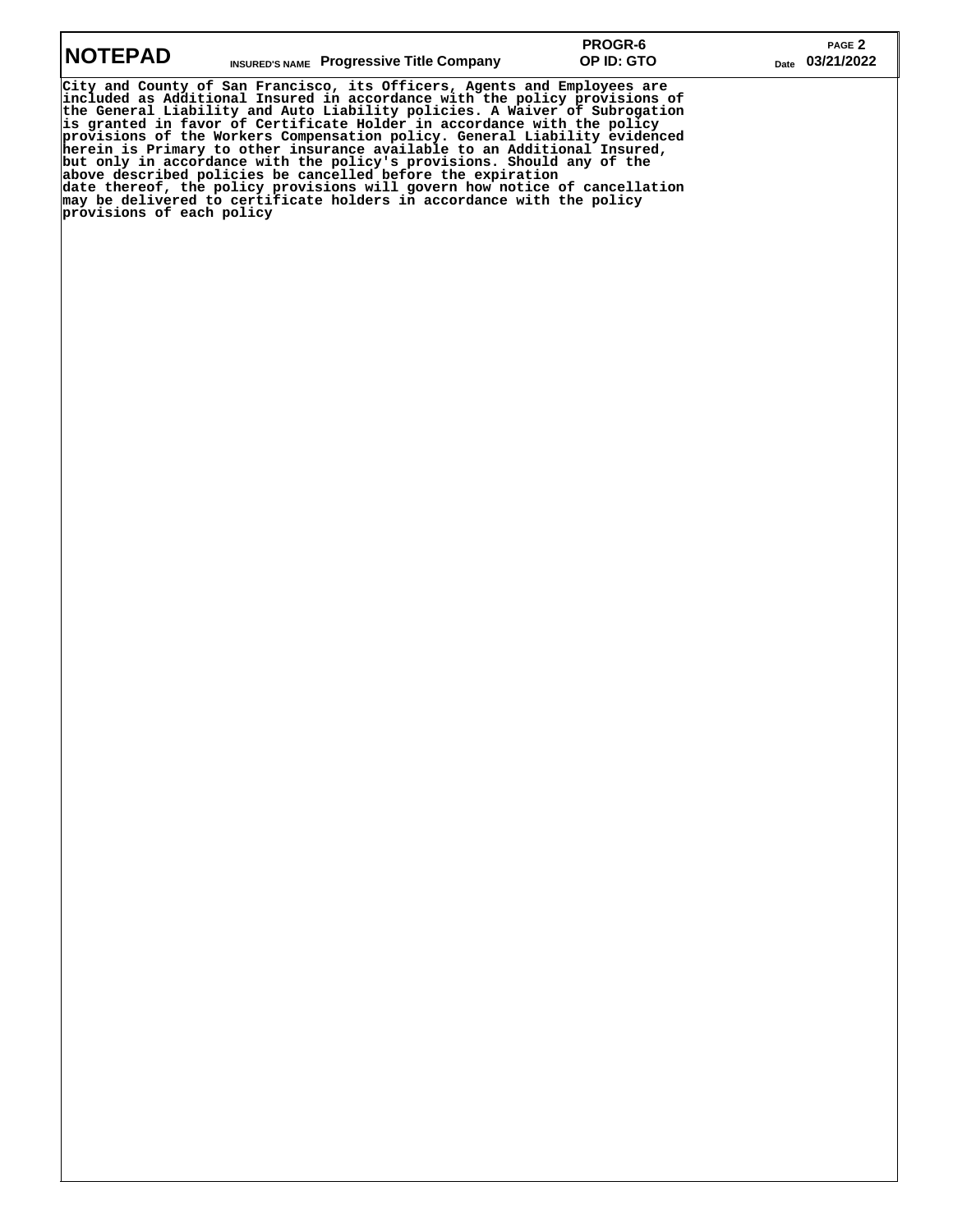# NOTEPAD

**INSURED'S NAME** **Progressive Title Company** **PROGR-6** **OP ID: GTO** **Date 03/21/2022**

City and County of San Francisco, its Officers, Agents and Employees are included as Additional Insured in accordance with the policy provisions of the General Liability and Auto Liability policies. A Waiver of Subrogation is granted in favor of Certificate Holder in accordance with the policy provisions of the Workers Compensation policy. General Liability evidenced herein is Primary to other insurance available to an Additional Insured, but only in accordance with the policy's provisions. Should any of the above described policies be cancelled before the expiration date thereof, the policy provisions will govern how notice of cancellation may be delivered to certificate holders in accordance with the policy provisions of each policy